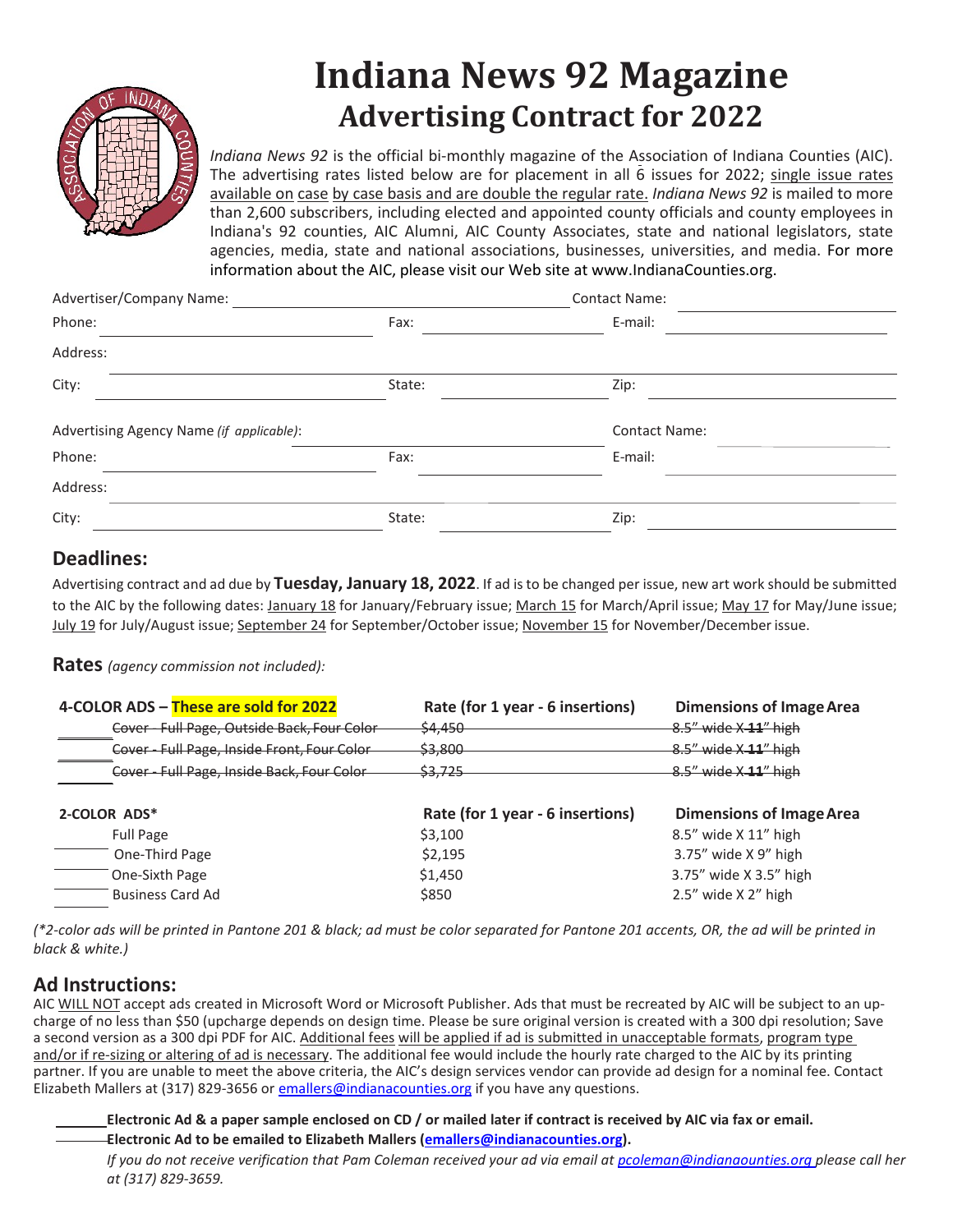# Indiana News 92 Magazine

## Advertising Contract for 2022

*Indiana News 92* is the official bi-monthly magazine of the Association of Indiana Counties (AIC). The advertising rates listed below are for placement in all 6 issues for 2022; single issue rates available on case by case basis and are double the regular rate. *Indiana News 92* is mailed to more than 2,600 subscribers, including elected and appointed county officials and county employees in Indiana's 92 counties, AIC Alumni, AIC County Associates, state and national legislators, state agencies, media, state and national associations, businesses, universities, and media. For more information about the AIC, please visit our Web site at www.IndianaCounties.org.

Advertiser/Company Name: ____________________ Contact Name: ____________________

Phone: ____________________ Fax: ____________________ E-mail: ____________________

Address: ____________________

City: ____________________ State: ____________________ Zip: ____________________

Advertising Agency Name *(if applicable)*: ____________________ Contact Name: ____________________

Phone: ____________________ Fax: ____________________ E-mail: ____________________

Address: ____________________

City: ____________________ State: ____________________ Zip: ____________________

## Deadlines:

Advertising contract and ad due by **Tuesday, January 18, 2022**. If ad is to be changed per issue, new art work should be submitted to the AIC by the following dates: January 18 for January/February issue; March 15 for March/April issue; May 17 for May/June issue; July 19 for July/August issue; September 24 for September/October issue; November 15 for November/December issue.

## Rates *(agency commission not included)*:

| 4-COLOR ADS – These are sold for 2022 | Rate (for 1 year - 6 insertions) | Dimensions of Image Area |
|---|---|---|
| ~~Cover - Full Page, Outside Back, Four Color~~ | ~~$4,450~~ | ~~8.5" wide X 11" high~~ |
| ~~Cover - Full Page, Inside Front, Four Color~~ | ~~$3,800~~ | ~~8.5" wide X 11" high~~ |
| ~~Cover - Full Page, Inside Back, Four Color~~ | ~~$3,725~~ | ~~8.5" wide X 11" high~~ |

| 2-COLOR ADS* | Rate (for 1 year - 6 insertions) | Dimensions of Image Area |
|---|---|---|
| ____ Full Page | $3,100 | 8.5" wide X 11" high |
| ____ One-Third Page | $2,195 | 3.75" wide X 9" high |
| ____ One-Sixth Page | $1,450 | 3.75" wide X 3.5" high |
| ____ Business Card Ad | $850 | 2.5" wide X 2" high |

*(*2-color ads will be printed in Pantone 201 & black; ad must be color separated for Pantone 201 accents, OR, the ad will be printed in black & white.)*

## Ad Instructions:

AIC WILL NOT accept ads created in Microsoft Word or Microsoft Publisher. Ads that must be recreated by AIC will be subject to an up-charge of no less than $50 (upcharge depends on design time. Please be sure original version is created with a 300 dpi resolution; Save a second version as a 300 dpi PDF for AIC. Additional fees will be applied if ad is submitted in unacceptable formats, program type and/or if re-sizing or altering of ad is necessary. The additional fee would include the hourly rate charged to the AIC by its printing partner. If you are unable to meet the above criteria, the AIC's design services vendor can provide ad design for a nominal fee. Contact Elizabeth Mallers at (317) 829-3656 or emallers@indianacounties.org if you have any questions.

____ **Electronic Ad & a paper sample enclosed on CD / or mailed later if contract is received by AIC via fax or email.**

____ **Electronic Ad to be emailed to Elizabeth Mallers (emallers@indianacounties.org).**

*If you do not receive verification that Pam Coleman received your ad via email at pcoleman@indianaounties.org please call her at (317) 829-3659.*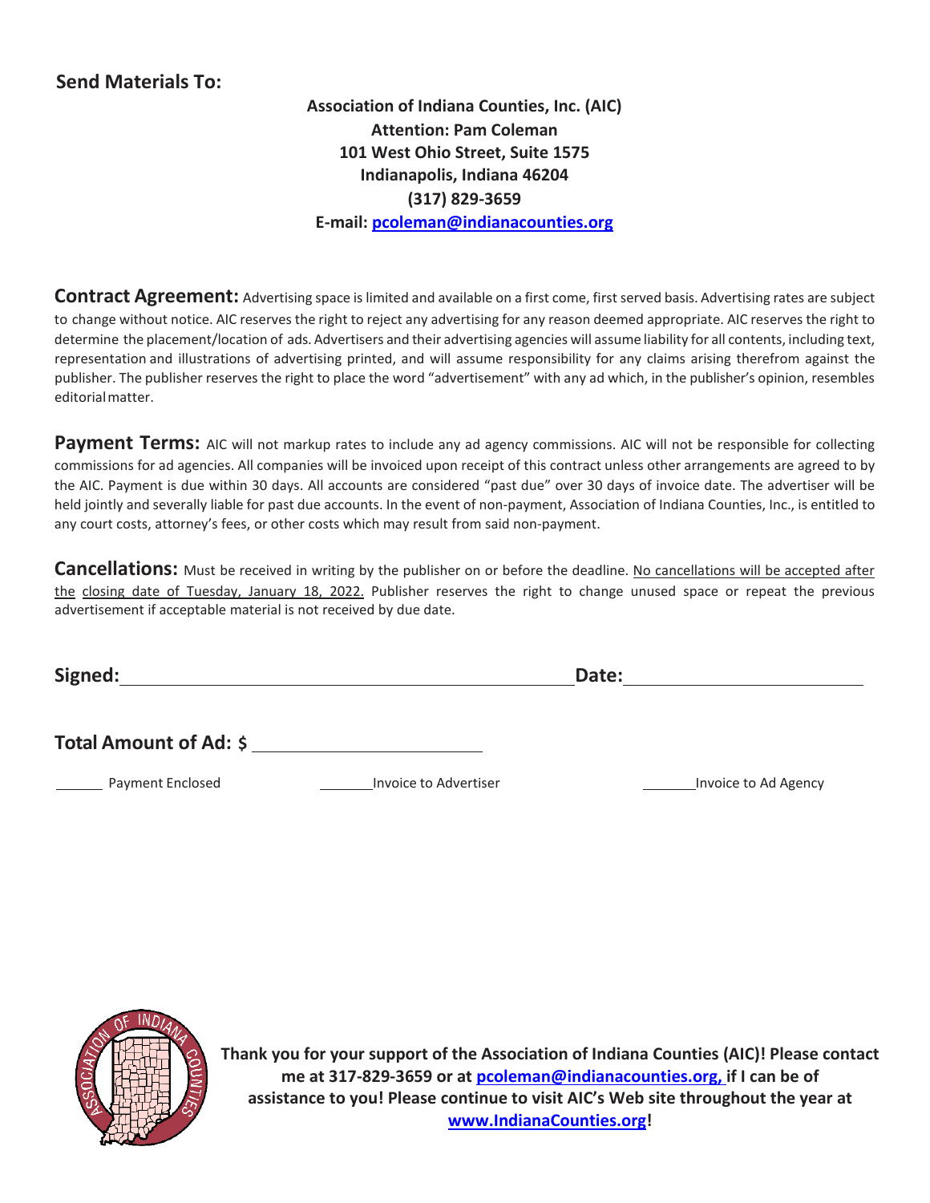## Send Materials To:

**Association of Indiana Counties, Inc. (AIC)**
**Attention: Pam Coleman**
**101 West Ohio Street, Suite 1575**
**Indianapolis, Indiana 46204**
**(317) 829-3659**
**E-mail: pcoleman@indianacounties.org**

**Contract Agreement:** Advertising space is limited and available on a first come, first served basis. Advertising rates are subject to change without notice. AIC reserves the right to reject any advertising for any reason deemed appropriate. AIC reserves the right to determine the placement/location of ads. Advertisers and their advertising agencies will assume liability for all contents, including text, representation and illustrations of advertising printed, and will assume responsibility for any claims arising therefrom against the publisher. The publisher reserves the right to place the word "advertisement" with any ad which, in the publisher's opinion, resembles editorial matter.

**Payment Terms:** AIC will not markup rates to include any ad agency commissions. AIC will not be responsible for collecting commissions for ad agencies. All companies will be invoiced upon receipt of this contract unless other arrangements are agreed to by the AIC. Payment is due within 30 days. All accounts are considered "past due" over 30 days of invoice date. The advertiser will be held jointly and severally liable for past due accounts. In the event of non-payment, Association of Indiana Counties, Inc., is entitled to any court costs, attorney's fees, or other costs which may result from said non-payment.

**Cancellations:** Must be received in writing by the publisher on or before the deadline. No cancellations will be accepted after the closing date of Tuesday, January 18, 2022. Publisher reserves the right to change unused space or repeat the previous advertisement if acceptable material is not received by due date.

**Signed:** ______________________________ **Date:** ____________________

**Total Amount of Ad: $** ____________________

_______ Payment Enclosed _______ Invoice to Advertiser _______ Invoice to Ad Agency

**Thank you for your support of the Association of Indiana Counties (AIC)! Please contact me at 317-829-3659 or at pcoleman@indianacounties.org, if I can be of assistance to you! Please continue to visit AIC's Web site throughout the year at www.IndianaCounties.org!**